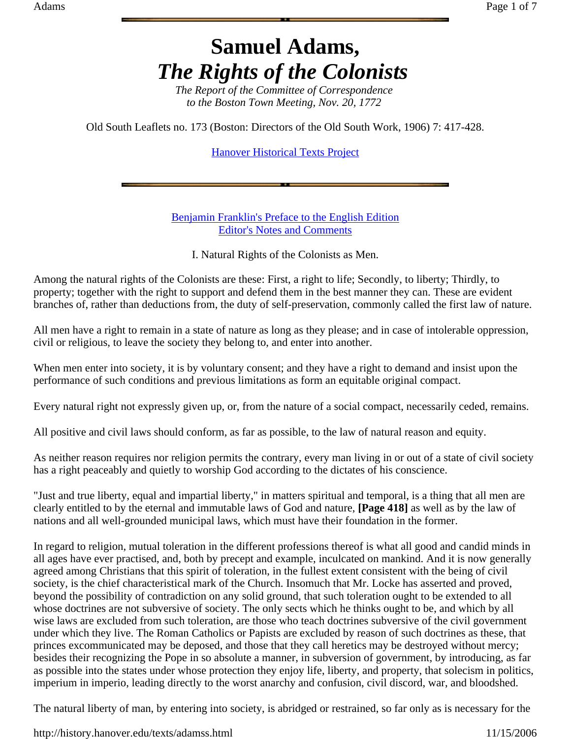# Samuel Adams, *The Rights of the Colonists*

*The Report of the Committee of Correspondence to the Boston Town Meeting, Nov. 20, 1772*

Old South Leaflets no. 173 (Boston: Directors of the Old South Work, 1906) 7: 417-428.

Hanover Historical Texts Project

Benjamin Franklin's Preface to the English Edition
Editor's Notes and Comments

## I. Natural Rights of the Colonists as Men.

Among the natural rights of the Colonists are these: First, a right to life; Secondly, to liberty; Thirdly, to property; together with the right to support and defend them in the best manner they can. These are evident branches of, rather than deductions from, the duty of self-preservation, commonly called the first law of nature.

All men have a right to remain in a state of nature as long as they please; and in case of intolerable oppression, civil or religious, to leave the society they belong to, and enter into another.

When men enter into society, it is by voluntary consent; and they have a right to demand and insist upon the performance of such conditions and previous limitations as form an equitable original compact.

Every natural right not expressly given up, or, from the nature of a social compact, necessarily ceded, remains.

All positive and civil laws should conform, as far as possible, to the law of natural reason and equity.

As neither reason requires nor religion permits the contrary, every man living in or out of a state of civil society has a right peaceably and quietly to worship God according to the dictates of his conscience.

"Just and true liberty, equal and impartial liberty," in matters spiritual and temporal, is a thing that all men are clearly entitled to by the eternal and immutable laws of God and nature, **[Page 418]** as well as by the law of nations and all well-grounded municipal laws, which must have their foundation in the former.

In regard to religion, mutual toleration in the different professions thereof is what all good and candid minds in all ages have ever practised, and, both by precept and example, inculcated on mankind. And it is now generally agreed among Christians that this spirit of toleration, in the fullest extent consistent with the being of civil society, is the chief characteristical mark of the Church. Insomuch that Mr. Locke has asserted and proved, beyond the possibility of contradiction on any solid ground, that such toleration ought to be extended to all whose doctrines are not subversive of society. The only sects which he thinks ought to be, and which by all wise laws are excluded from such toleration, are those who teach doctrines subversive of the civil government under which they live. The Roman Catholics or Papists are excluded by reason of such doctrines as these, that princes excommunicated may be deposed, and those that they call heretics may be destroyed without mercy; besides their recognizing the Pope in so absolute a manner, in subversion of government, by introducing, as far as possible into the states under whose protection they enjoy life, liberty, and property, that solecism in politics, imperium in imperio, leading directly to the worst anarchy and confusion, civil discord, war, and bloodshed.

The natural liberty of man, by entering into society, is abridged or restrained, so far only as is necessary for the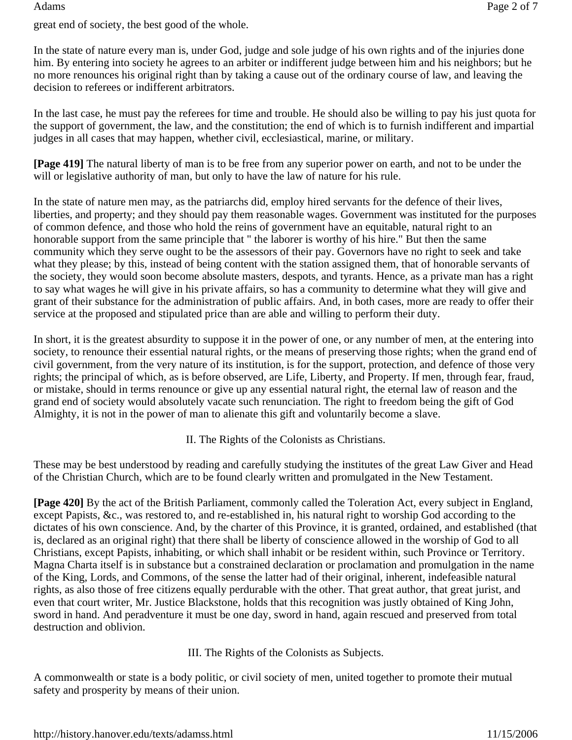great end of society, the best good of the whole.

In the state of nature every man is, under God, judge and sole judge of his own rights and of the injuries done him. By entering into society he agrees to an arbiter or indifferent judge between him and his neighbors; but he no more renounces his original right than by taking a cause out of the ordinary course of law, and leaving the decision to referees or indifferent arbitrators.

In the last case, he must pay the referees for time and trouble. He should also be willing to pay his just quota for the support of government, the law, and the constitution; the end of which is to furnish indifferent and impartial judges in all cases that may happen, whether civil, ecclesiastical, marine, or military.

**[Page 419]** The natural liberty of man is to be free from any superior power on earth, and not to be under the will or legislative authority of man, but only to have the law of nature for his rule.

In the state of nature men may, as the patriarchs did, employ hired servants for the defence of their lives, liberties, and property; and they should pay them reasonable wages. Government was instituted for the purposes of common defence, and those who hold the reins of government have an equitable, natural right to an honorable support from the same principle that " the laborer is worthy of his hire." But then the same community which they serve ought to be the assessors of their pay. Governors have no right to seek and take what they please; by this, instead of being content with the station assigned them, that of honorable servants of the society, they would soon become absolute masters, despots, and tyrants. Hence, as a private man has a right to say what wages he will give in his private affairs, so has a community to determine what they will give and grant of their substance for the administration of public affairs. And, in both cases, more are ready to offer their service at the proposed and stipulated price than are able and willing to perform their duty.

In short, it is the greatest absurdity to suppose it in the power of one, or any number of men, at the entering into society, to renounce their essential natural rights, or the means of preserving those rights; when the grand end of civil government, from the very nature of its institution, is for the support, protection, and defence of those very rights; the principal of which, as is before observed, are Life, Liberty, and Property. If men, through fear, fraud, or mistake, should in terms renounce or give up any essential natural right, the eternal law of reason and the grand end of society would absolutely vacate such renunciation. The right to freedom being the gift of God Almighty, it is not in the power of man to alienate this gift and voluntarily become a slave.

## II. The Rights of the Colonists as Christians.

These may be best understood by reading and carefully studying the institutes of the great Law Giver and Head of the Christian Church, which are to be found clearly written and promulgated in the New Testament.

**[Page 420]** By the act of the British Parliament, commonly called the Toleration Act, every subject in England, except Papists, &c., was restored to, and re-established in, his natural right to worship God according to the dictates of his own conscience. And, by the charter of this Province, it is granted, ordained, and established (that is, declared as an original right) that there shall be liberty of conscience allowed in the worship of God to all Christians, except Papists, inhabiting, or which shall inhabit or be resident within, such Province or Territory. Magna Charta itself is in substance but a constrained declaration or proclamation and promulgation in the name of the King, Lords, and Commons, of the sense the latter had of their original, inherent, indefeasible natural rights, as also those of free citizens equally perdurable with the other. That great author, that great jurist, and even that court writer, Mr. Justice Blackstone, holds that this recognition was justly obtained of King John, sword in hand. And peradventure it must be one day, sword in hand, again rescued and preserved from total destruction and oblivion.

## III. The Rights of the Colonists as Subjects.

A commonwealth or state is a body politic, or civil society of men, united together to promote their mutual safety and prosperity by means of their union.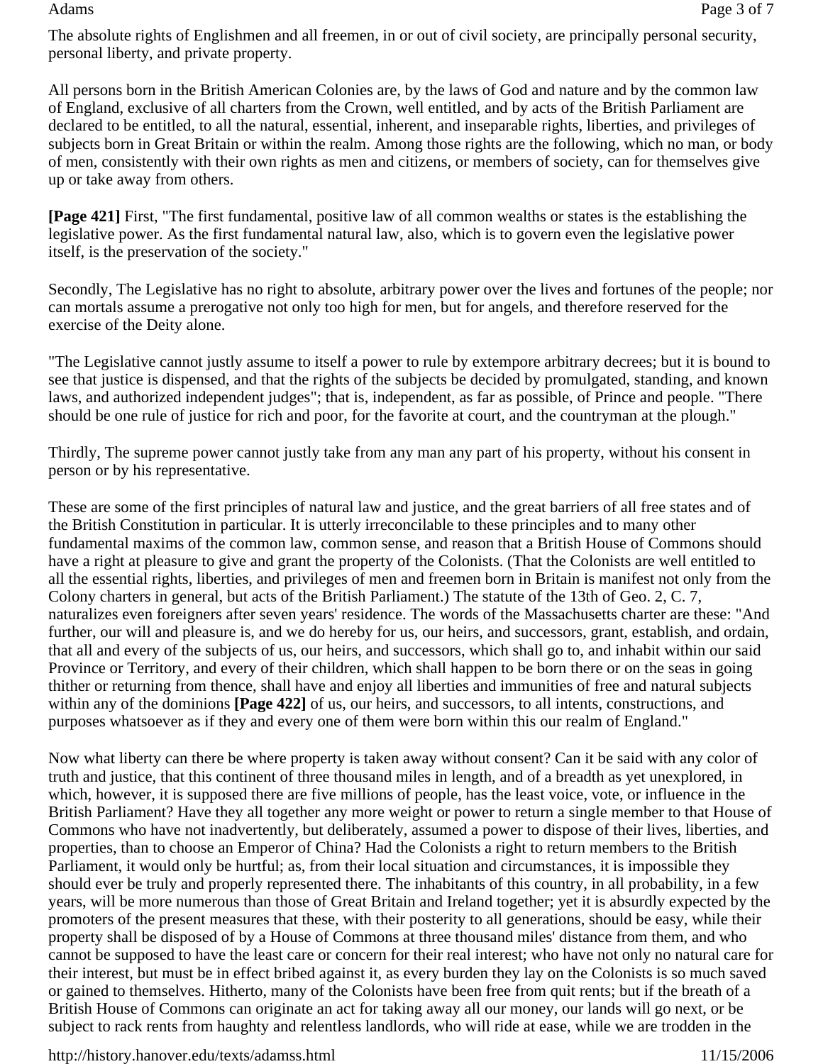The absolute rights of Englishmen and all freemen, in or out of civil society, are principally personal security, personal liberty, and private property.

All persons born in the British American Colonies are, by the laws of God and nature and by the common law of England, exclusive of all charters from the Crown, well entitled, and by acts of the British Parliament are declared to be entitled, to all the natural, essential, inherent, and inseparable rights, liberties, and privileges of subjects born in Great Britain or within the realm. Among those rights are the following, which no man, or body of men, consistently with their own rights as men and citizens, or members of society, can for themselves give up or take away from others.

**[Page 421]** First, "The first fundamental, positive law of all common wealths or states is the establishing the legislative power. As the first fundamental natural law, also, which is to govern even the legislative power itself, is the preservation of the society."

Secondly, The Legislative has no right to absolute, arbitrary power over the lives and fortunes of the people; nor can mortals assume a prerogative not only too high for men, but for angels, and therefore reserved for the exercise of the Deity alone.

"The Legislative cannot justly assume to itself a power to rule by extempore arbitrary decrees; but it is bound to see that justice is dispensed, and that the rights of the subjects be decided by promulgated, standing, and known laws, and authorized independent judges"; that is, independent, as far as possible, of Prince and people. "There should be one rule of justice for rich and poor, for the favorite at court, and the countryman at the plough."

Thirdly, The supreme power cannot justly take from any man any part of his property, without his consent in person or by his representative.

These are some of the first principles of natural law and justice, and the great barriers of all free states and of the British Constitution in particular. It is utterly irreconcilable to these principles and to many other fundamental maxims of the common law, common sense, and reason that a British House of Commons should have a right at pleasure to give and grant the property of the Colonists. (That the Colonists are well entitled to all the essential rights, liberties, and privileges of men and freemen born in Britain is manifest not only from the Colony charters in general, but acts of the British Parliament.) The statute of the 13th of Geo. 2, C. 7, naturalizes even foreigners after seven years' residence. The words of the Massachusetts charter are these: "And further, our will and pleasure is, and we do hereby for us, our heirs, and successors, grant, establish, and ordain, that all and every of the subjects of us, our heirs, and successors, which shall go to, and inhabit within our said Province or Territory, and every of their children, which shall happen to be born there or on the seas in going thither or returning from thence, shall have and enjoy all liberties and immunities of free and natural subjects within any of the dominions **[Page 422]** of us, our heirs, and successors, to all intents, constructions, and purposes whatsoever as if they and every one of them were born within this our realm of England."

Now what liberty can there be where property is taken away without consent? Can it be said with any color of truth and justice, that this continent of three thousand miles in length, and of a breadth as yet unexplored, in which, however, it is supposed there are five millions of people, has the least voice, vote, or influence in the British Parliament? Have they all together any more weight or power to return a single member to that House of Commons who have not inadvertently, but deliberately, assumed a power to dispose of their lives, liberties, and properties, than to choose an Emperor of China? Had the Colonists a right to return members to the British Parliament, it would only be hurtful; as, from their local situation and circumstances, it is impossible they should ever be truly and properly represented there. The inhabitants of this country, in all probability, in a few years, will be more numerous than those of Great Britain and Ireland together; yet it is absurdly expected by the promoters of the present measures that these, with their posterity to all generations, should be easy, while their property shall be disposed of by a House of Commons at three thousand miles' distance from them, and who cannot be supposed to have the least care or concern for their real interest; who have not only no natural care for their interest, but must be in effect bribed against it, as every burden they lay on the Colonists is so much saved or gained to themselves. Hitherto, many of the Colonists have been free from quit rents; but if the breath of a British House of Commons can originate an act for taking away all our money, our lands will go next, or be subject to rack rents from haughty and relentless landlords, who will ride at ease, while we are trodden in the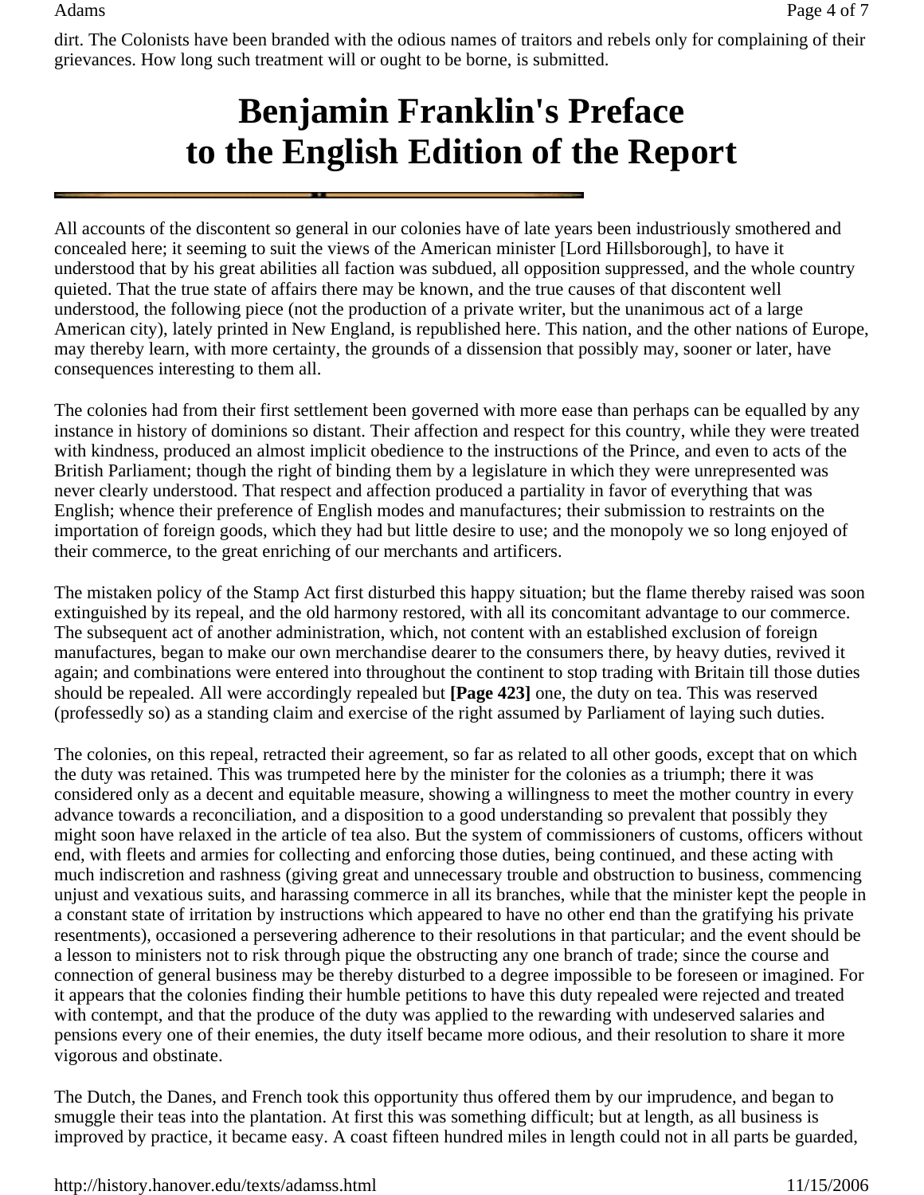dirt. The Colonists have been branded with the odious names of traitors and rebels only for complaining of their grievances. How long such treatment will or ought to be borne, is submitted.

# Benjamin Franklin's Preface to the English Edition of the Report

All accounts of the discontent so general in our colonies have of late years been industriously smothered and concealed here; it seeming to suit the views of the American minister [Lord Hillsborough], to have it understood that by his great abilities all faction was subdued, all opposition suppressed, and the whole country quieted. That the true state of affairs there may be known, and the true causes of that discontent well understood, the following piece (not the production of a private writer, but the unanimous act of a large American city), lately printed in New England, is republished here. This nation, and the other nations of Europe, may thereby learn, with more certainty, the grounds of a dissension that possibly may, sooner or later, have consequences interesting to them all.

The colonies had from their first settlement been governed with more ease than perhaps can be equalled by any instance in history of dominions so distant. Their affection and respect for this country, while they were treated with kindness, produced an almost implicit obedience to the instructions of the Prince, and even to acts of the British Parliament; though the right of binding them by a legislature in which they were unrepresented was never clearly understood. That respect and affection produced a partiality in favor of everything that was English; whence their preference of English modes and manufactures; their submission to restraints on the importation of foreign goods, which they had but little desire to use; and the monopoly we so long enjoyed of their commerce, to the great enriching of our merchants and artificers.

The mistaken policy of the Stamp Act first disturbed this happy situation; but the flame thereby raised was soon extinguished by its repeal, and the old harmony restored, with all its concomitant advantage to our commerce. The subsequent act of another administration, which, not content with an established exclusion of foreign manufactures, began to make our own merchandise dearer to the consumers there, by heavy duties, revived it again; and combinations were entered into throughout the continent to stop trading with Britain till those duties should be repealed. All were accordingly repealed but **[Page 423]** one, the duty on tea. This was reserved (professedly so) as a standing claim and exercise of the right assumed by Parliament of laying such duties.

The colonies, on this repeal, retracted their agreement, so far as related to all other goods, except that on which the duty was retained. This was trumpeted here by the minister for the colonies as a triumph; there it was considered only as a decent and equitable measure, showing a willingness to meet the mother country in every advance towards a reconciliation, and a disposition to a good understanding so prevalent that possibly they might soon have relaxed in the article of tea also. But the system of commissioners of customs, officers without end, with fleets and armies for collecting and enforcing those duties, being continued, and these acting with much indiscretion and rashness (giving great and unnecessary trouble and obstruction to business, commencing unjust and vexatious suits, and harassing commerce in all its branches, while that the minister kept the people in a constant state of irritation by instructions which appeared to have no other end than the gratifying his private resentments), occasioned a persevering adherence to their resolutions in that particular; and the event should be a lesson to ministers not to risk through pique the obstructing any one branch of trade; since the course and connection of general business may be thereby disturbed to a degree impossible to be foreseen or imagined. For it appears that the colonies finding their humble petitions to have this duty repealed were rejected and treated with contempt, and that the produce of the duty was applied to the rewarding with undeserved salaries and pensions every one of their enemies, the duty itself became more odious, and their resolution to share it more vigorous and obstinate.

The Dutch, the Danes, and French took this opportunity thus offered them by our imprudence, and began to smuggle their teas into the plantation. At first this was something difficult; but at length, as all business is improved by practice, it became easy. A coast fifteen hundred miles in length could not in all parts be guarded,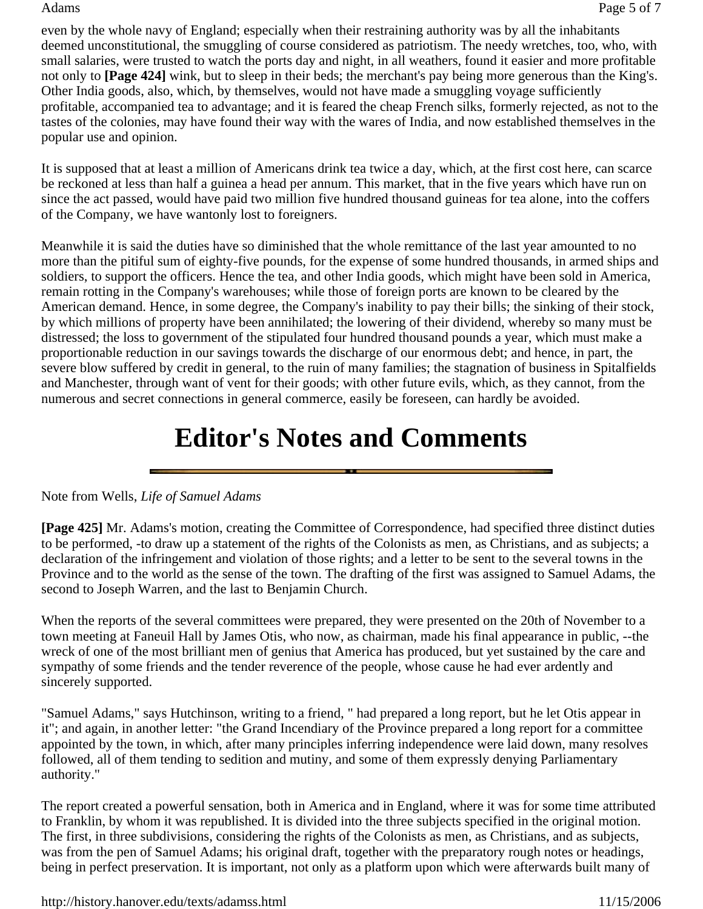even by the whole navy of England; especially when their restraining authority was by all the inhabitants deemed unconstitutional, the smuggling of course considered as patriotism. The needy wretches, too, who, with small salaries, were trusted to watch the ports day and night, in all weathers, found it easier and more profitable not only to **[Page 424]** wink, but to sleep in their beds; the merchant's pay being more generous than the King's. Other India goods, also, which, by themselves, would not have made a smuggling voyage sufficiently profitable, accompanied tea to advantage; and it is feared the cheap French silks, formerly rejected, as not to the tastes of the colonies, may have found their way with the wares of India, and now established themselves in the popular use and opinion.

It is supposed that at least a million of Americans drink tea twice a day, which, at the first cost here, can scarce be reckoned at less than half a guinea a head per annum. This market, that in the five years which have run on since the act passed, would have paid two million five hundred thousand guineas for tea alone, into the coffers of the Company, we have wantonly lost to foreigners.

Meanwhile it is said the duties have so diminished that the whole remittance of the last year amounted to no more than the pitiful sum of eighty-five pounds, for the expense of some hundred thousands, in armed ships and soldiers, to support the officers. Hence the tea, and other India goods, which might have been sold in America, remain rotting in the Company's warehouses; while those of foreign ports are known to be cleared by the American demand. Hence, in some degree, the Company's inability to pay their bills; the sinking of their stock, by which millions of property have been annihilated; the lowering of their dividend, whereby so many must be distressed; the loss to government of the stipulated four hundred thousand pounds a year, which must make a proportionable reduction in our savings towards the discharge of our enormous debt; and hence, in part, the severe blow suffered by credit in general, to the ruin of many families; the stagnation of business in Spitalfields and Manchester, through want of vent for their goods; with other future evils, which, as they cannot, from the numerous and secret connections in general commerce, easily be foreseen, can hardly be avoided.

# Editor's Notes and Comments

Note from Wells, *Life of Samuel Adams*

**[Page 425]** Mr. Adams's motion, creating the Committee of Correspondence, had specified three distinct duties to be performed, -to draw up a statement of the rights of the Colonists as men, as Christians, and as subjects; a declaration of the infringement and violation of those rights; and a letter to be sent to the several towns in the Province and to the world as the sense of the town. The drafting of the first was assigned to Samuel Adams, the second to Joseph Warren, and the last to Benjamin Church.

When the reports of the several committees were prepared, they were presented on the 20th of November to a town meeting at Faneuil Hall by James Otis, who now, as chairman, made his final appearance in public, --the wreck of one of the most brilliant men of genius that America has produced, but yet sustained by the care and sympathy of some friends and the tender reverence of the people, whose cause he had ever ardently and sincerely supported.

"Samuel Adams," says Hutchinson, writing to a friend, " had prepared a long report, but he let Otis appear in it"; and again, in another letter: "the Grand Incendiary of the Province prepared a long report for a committee appointed by the town, in which, after many principles inferring independence were laid down, many resolves followed, all of them tending to sedition and mutiny, and some of them expressly denying Parliamentary authority."

The report created a powerful sensation, both in America and in England, where it was for some time attributed to Franklin, by whom it was republished. It is divided into the three subjects specified in the original motion. The first, in three subdivisions, considering the rights of the Colonists as men, as Christians, and as subjects, was from the pen of Samuel Adams; his original draft, together with the preparatory rough notes or headings, being in perfect preservation. It is important, not only as a platform upon which were afterwards built many of